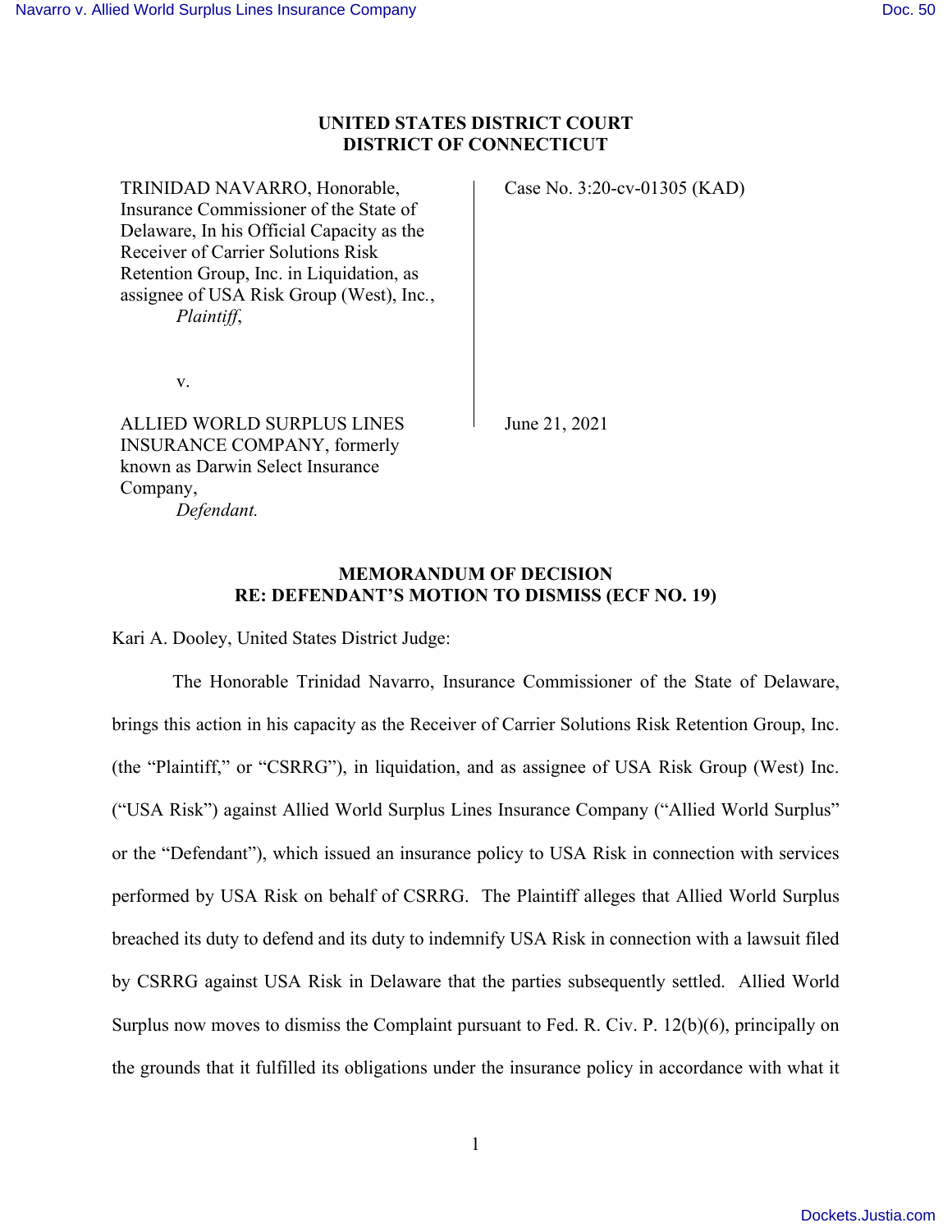**UNITED STATES DISTRICT COURT**
**DISTRICT OF CONNECTICUT**

| | |
|---|---|
| TRINIDAD NAVARRO, Honorable, Insurance Commissioner of the State of Delaware, In his Official Capacity as the Receiver of Carrier Solutions Risk Retention Group, Inc. in Liquidation, as assignee of USA Risk Group (West), Inc., *Plaintiff*, | Case No. 3:20-cv-01305 (KAD) |
| v. | |
| ALLIED WORLD SURPLUS LINES INSURANCE COMPANY, formerly known as Darwin Select Insurance Company, *Defendant.* | June 21, 2021 |

**MEMORANDUM OF DECISION**
**RE: DEFENDANT'S MOTION TO DISMISS (ECF NO. 19)**

Kari A. Dooley, United States District Judge:

The Honorable Trinidad Navarro, Insurance Commissioner of the State of Delaware, brings this action in his capacity as the Receiver of Carrier Solutions Risk Retention Group, Inc. (the "Plaintiff," or "CSRRG"), in liquidation, and as assignee of USA Risk Group (West) Inc. ("USA Risk") against Allied World Surplus Lines Insurance Company ("Allied World Surplus" or the "Defendant"), which issued an insurance policy to USA Risk in connection with services performed by USA Risk on behalf of CSRRG. The Plaintiff alleges that Allied World Surplus breached its duty to defend and its duty to indemnify USA Risk in connection with a lawsuit filed by CSRRG against USA Risk in Delaware that the parties subsequently settled. Allied World Surplus now moves to dismiss the Complaint pursuant to Fed. R. Civ. P. 12(b)(6), principally on the grounds that it fulfilled its obligations under the insurance policy in accordance with what it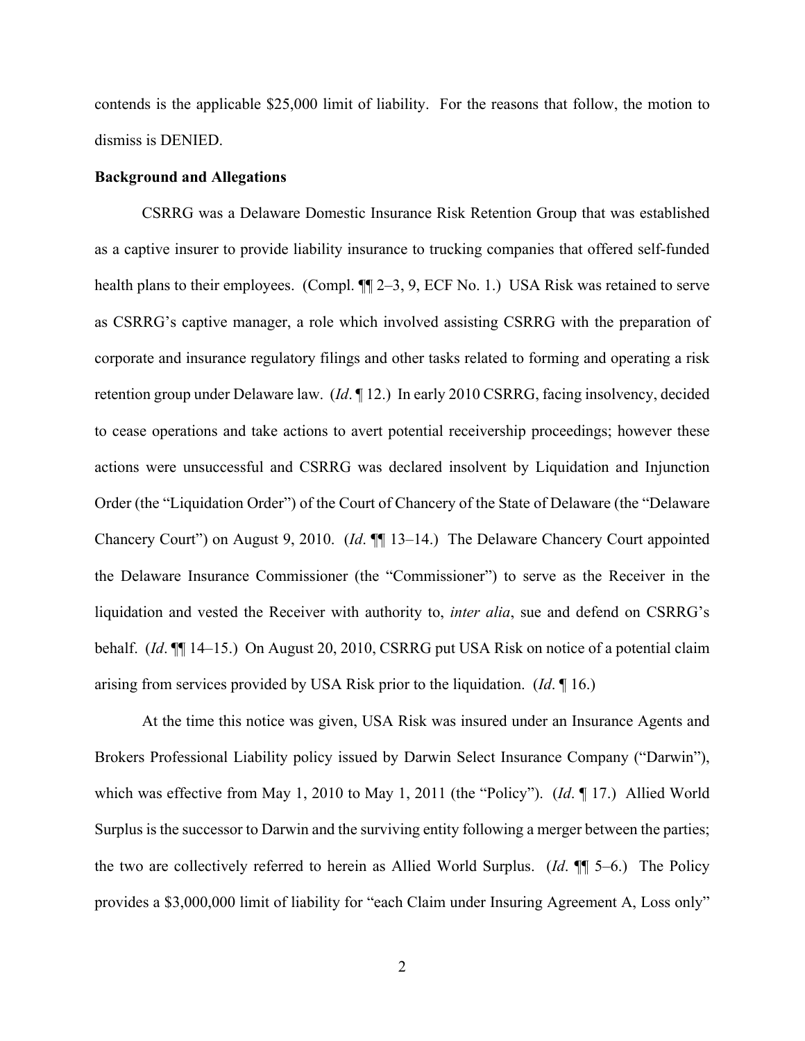contends is the applicable $25,000 limit of liability. For the reasons that follow, the motion to dismiss is DENIED.

**Background and Allegations**

CSRRG was a Delaware Domestic Insurance Risk Retention Group that was established as a captive insurer to provide liability insurance to trucking companies that offered self-funded health plans to their employees. (Compl. ¶¶ 2–3, 9, ECF No. 1.) USA Risk was retained to serve as CSRRG's captive manager, a role which involved assisting CSRRG with the preparation of corporate and insurance regulatory filings and other tasks related to forming and operating a risk retention group under Delaware law. (*Id*. ¶ 12.) In early 2010 CSRRG, facing insolvency, decided to cease operations and take actions to avert potential receivership proceedings; however these actions were unsuccessful and CSRRG was declared insolvent by Liquidation and Injunction Order (the "Liquidation Order") of the Court of Chancery of the State of Delaware (the "Delaware Chancery Court") on August 9, 2010. (*Id*. ¶¶ 13–14.) The Delaware Chancery Court appointed the Delaware Insurance Commissioner (the "Commissioner") to serve as the Receiver in the liquidation and vested the Receiver with authority to, *inter alia*, sue and defend on CSRRG's behalf. (*Id*. ¶¶ 14–15.) On August 20, 2010, CSRRG put USA Risk on notice of a potential claim arising from services provided by USA Risk prior to the liquidation. (*Id*. ¶ 16.)

At the time this notice was given, USA Risk was insured under an Insurance Agents and Brokers Professional Liability policy issued by Darwin Select Insurance Company ("Darwin"), which was effective from May 1, 2010 to May 1, 2011 (the "Policy"). (*Id*. ¶ 17.) Allied World Surplus is the successor to Darwin and the surviving entity following a merger between the parties; the two are collectively referred to herein as Allied World Surplus. (*Id*. ¶¶ 5–6.) The Policy provides a $3,000,000 limit of liability for "each Claim under Insuring Agreement A, Loss only"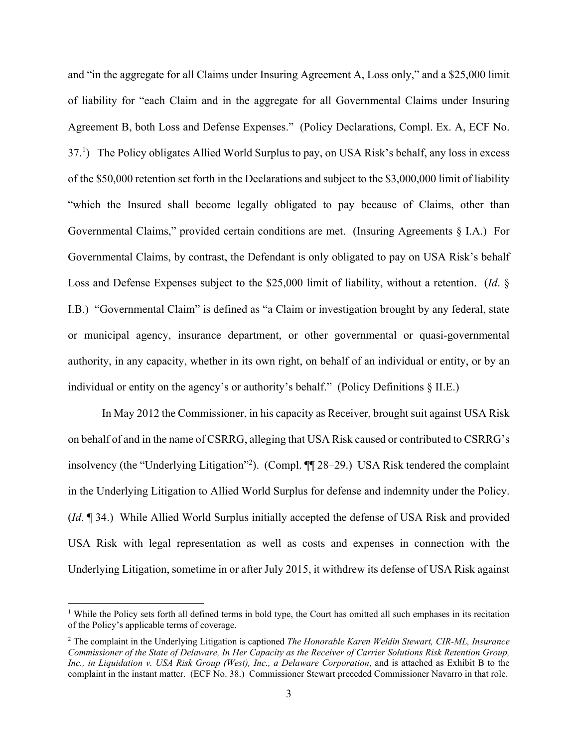and "in the aggregate for all Claims under Insuring Agreement A, Loss only," and a $25,000 limit of liability for "each Claim and in the aggregate for all Governmental Claims under Insuring Agreement B, both Loss and Defense Expenses." (Policy Declarations, Compl. Ex. A, ECF No. 37.[1]) The Policy obligates Allied World Surplus to pay, on USA Risk's behalf, any loss in excess of the $50,000 retention set forth in the Declarations and subject to the $3,000,000 limit of liability "which the Insured shall become legally obligated to pay because of Claims, other than Governmental Claims," provided certain conditions are met. (Insuring Agreements § I.A.) For Governmental Claims, by contrast, the Defendant is only obligated to pay on USA Risk's behalf Loss and Defense Expenses subject to the $25,000 limit of liability, without a retention. (*Id*. § I.B.) "Governmental Claim" is defined as "a Claim or investigation brought by any federal, state or municipal agency, insurance department, or other governmental or quasi-governmental authority, in any capacity, whether in its own right, on behalf of an individual or entity, or by an individual or entity on the agency's or authority's behalf." (Policy Definitions § II.E.)

In May 2012 the Commissioner, in his capacity as Receiver, brought suit against USA Risk on behalf of and in the name of CSRRG, alleging that USA Risk caused or contributed to CSRRG's insolvency (the "Underlying Litigation"[2]). (Compl. ¶¶ 28–29.) USA Risk tendered the complaint in the Underlying Litigation to Allied World Surplus for defense and indemnity under the Policy. (*Id*. ¶ 34.) While Allied World Surplus initially accepted the defense of USA Risk and provided USA Risk with legal representation as well as costs and expenses in connection with the Underlying Litigation, sometime in or after July 2015, it withdrew its defense of USA Risk against

---

[1] While the Policy sets forth all defined terms in bold type, the Court has omitted all such emphases in its recitation of the Policy's applicable terms of coverage.

[2] The complaint in the Underlying Litigation is captioned *The Honorable Karen Weldin Stewart, CIR-ML, Insurance Commissioner of the State of Delaware, In Her Capacity as the Receiver of Carrier Solutions Risk Retention Group, Inc., in Liquidation v. USA Risk Group (West), Inc., a Delaware Corporation*, and is attached as Exhibit B to the complaint in the instant matter. (ECF No. 38.) Commissioner Stewart preceded Commissioner Navarro in that role.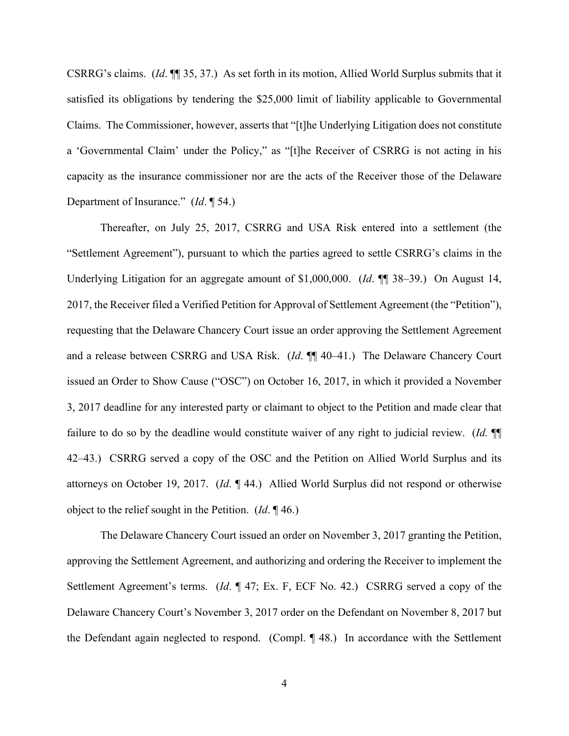CSRRG's claims. (*Id*. ¶¶ 35, 37.) As set forth in its motion, Allied World Surplus submits that it satisfied its obligations by tendering the $25,000 limit of liability applicable to Governmental Claims. The Commissioner, however, asserts that "[t]he Underlying Litigation does not constitute a 'Governmental Claim' under the Policy," as "[t]he Receiver of CSRRG is not acting in his capacity as the insurance commissioner nor are the acts of the Receiver those of the Delaware Department of Insurance." (*Id*. ¶ 54.)

Thereafter, on July 25, 2017, CSRRG and USA Risk entered into a settlement (the "Settlement Agreement"), pursuant to which the parties agreed to settle CSRRG's claims in the Underlying Litigation for an aggregate amount of $1,000,000. (*Id*. ¶¶ 38–39.) On August 14, 2017, the Receiver filed a Verified Petition for Approval of Settlement Agreement (the "Petition"), requesting that the Delaware Chancery Court issue an order approving the Settlement Agreement and a release between CSRRG and USA Risk. (*Id*. ¶¶ 40–41.) The Delaware Chancery Court issued an Order to Show Cause ("OSC") on October 16, 2017, in which it provided a November 3, 2017 deadline for any interested party or claimant to object to the Petition and made clear that failure to do so by the deadline would constitute waiver of any right to judicial review. (*Id.* ¶¶ 42–43.) CSRRG served a copy of the OSC and the Petition on Allied World Surplus and its attorneys on October 19, 2017. (*Id*. ¶ 44.) Allied World Surplus did not respond or otherwise object to the relief sought in the Petition. (*Id*. ¶ 46.)

The Delaware Chancery Court issued an order on November 3, 2017 granting the Petition, approving the Settlement Agreement, and authorizing and ordering the Receiver to implement the Settlement Agreement's terms. (*Id*. ¶ 47; Ex. F, ECF No. 42.) CSRRG served a copy of the Delaware Chancery Court's November 3, 2017 order on the Defendant on November 8, 2017 but the Defendant again neglected to respond. (Compl. ¶ 48.) In accordance with the Settlement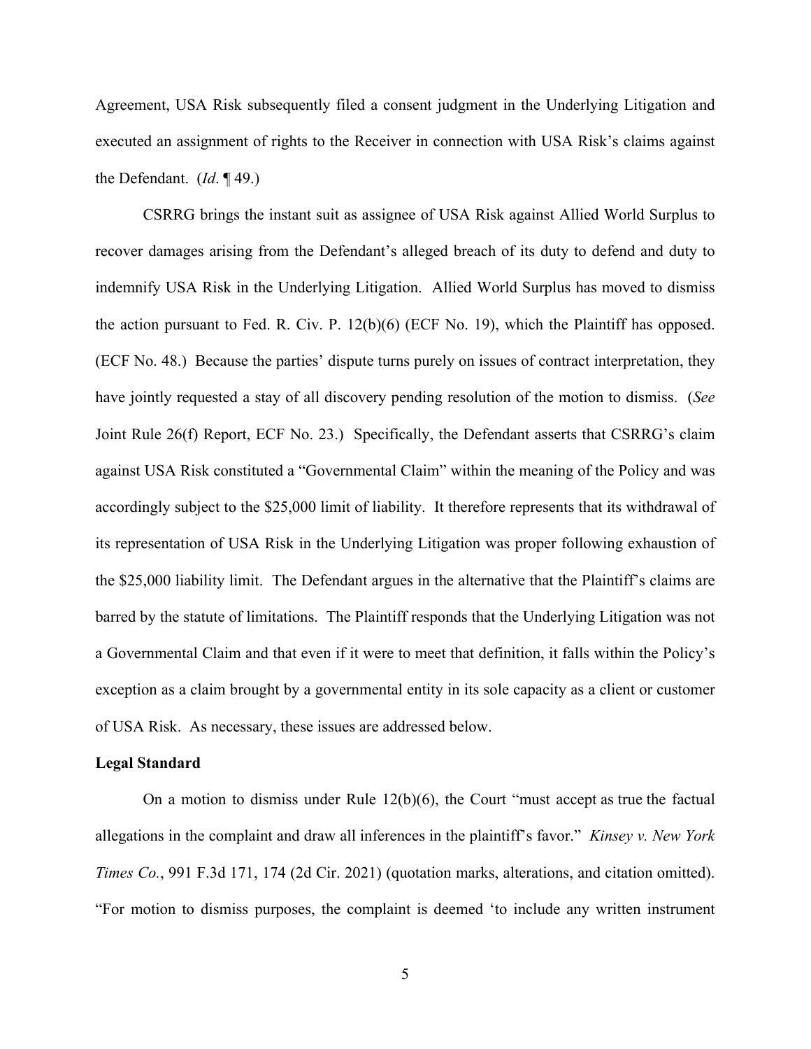Agreement, USA Risk subsequently filed a consent judgment in the Underlying Litigation and executed an assignment of rights to the Receiver in connection with USA Risk's claims against the Defendant. (*Id*. ¶ 49.)

CSRRG brings the instant suit as assignee of USA Risk against Allied World Surplus to recover damages arising from the Defendant's alleged breach of its duty to defend and duty to indemnify USA Risk in the Underlying Litigation. Allied World Surplus has moved to dismiss the action pursuant to Fed. R. Civ. P. 12(b)(6) (ECF No. 19), which the Plaintiff has opposed. (ECF No. 48.) Because the parties' dispute turns purely on issues of contract interpretation, they have jointly requested a stay of all discovery pending resolution of the motion to dismiss. (*See* Joint Rule 26(f) Report, ECF No. 23.) Specifically, the Defendant asserts that CSRRG's claim against USA Risk constituted a "Governmental Claim" within the meaning of the Policy and was accordingly subject to the $25,000 limit of liability. It therefore represents that its withdrawal of its representation of USA Risk in the Underlying Litigation was proper following exhaustion of the $25,000 liability limit. The Defendant argues in the alternative that the Plaintiff's claims are barred by the statute of limitations. The Plaintiff responds that the Underlying Litigation was not a Governmental Claim and that even if it were to meet that definition, it falls within the Policy's exception as a claim brought by a governmental entity in its sole capacity as a client or customer of USA Risk. As necessary, these issues are addressed below.

**Legal Standard**

On a motion to dismiss under Rule 12(b)(6), the Court "must accept as true the factual allegations in the complaint and draw all inferences in the plaintiff's favor." *Kinsey v. New York Times Co.*, 991 F.3d 171, 174 (2d Cir. 2021) (quotation marks, alterations, and citation omitted). "For motion to dismiss purposes, the complaint is deemed 'to include any written instrument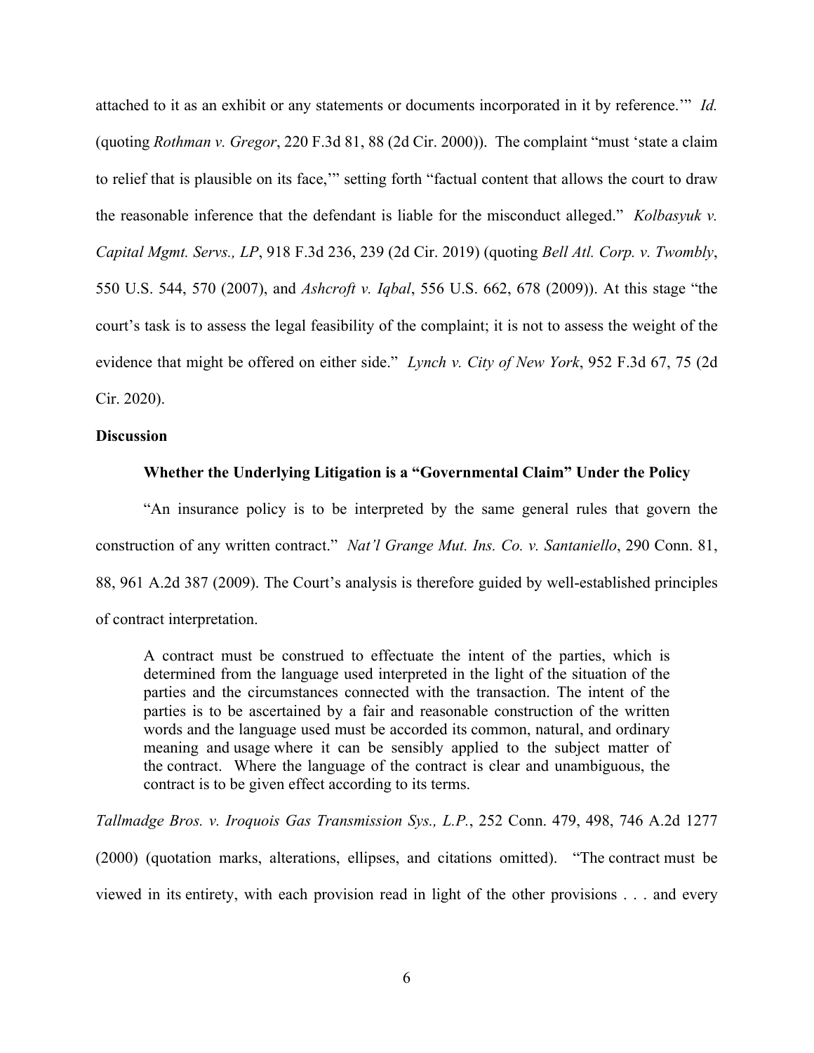attached to it as an exhibit or any statements or documents incorporated in it by reference.'" *Id.* (quoting *Rothman v. Gregor*, 220 F.3d 81, 88 (2d Cir. 2000)). The complaint "must 'state a claim to relief that is plausible on its face,'" setting forth "factual content that allows the court to draw the reasonable inference that the defendant is liable for the misconduct alleged." *Kolbasyuk v. Capital Mgmt. Servs., LP*, 918 F.3d 236, 239 (2d Cir. 2019) (quoting *Bell Atl. Corp. v. Twombly*, 550 U.S. 544, 570 (2007), and *Ashcroft v. Iqbal*, 556 U.S. 662, 678 (2009)). At this stage "the court's task is to assess the legal feasibility of the complaint; it is not to assess the weight of the evidence that might be offered on either side." *Lynch v. City of New York*, 952 F.3d 67, 75 (2d Cir. 2020).

**Discussion**

**Whether the Underlying Litigation is a "Governmental Claim" Under the Policy**

"An insurance policy is to be interpreted by the same general rules that govern the construction of any written contract." *Nat'l Grange Mut. Ins. Co. v. Santaniello*, 290 Conn. 81, 88, 961 A.2d 387 (2009). The Court's analysis is therefore guided by well-established principles of contract interpretation.

> A contract must be construed to effectuate the intent of the parties, which is determined from the language used interpreted in the light of the situation of the parties and the circumstances connected with the transaction. The intent of the parties is to be ascertained by a fair and reasonable construction of the written words and the language used must be accorded its common, natural, and ordinary meaning and usage where it can be sensibly applied to the subject matter of the contract. Where the language of the contract is clear and unambiguous, the contract is to be given effect according to its terms.

*Tallmadge Bros. v. Iroquois Gas Transmission Sys., L.P.*, 252 Conn. 479, 498, 746 A.2d 1277 (2000) (quotation marks, alterations, ellipses, and citations omitted). "The contract must be viewed in its entirety, with each provision read in light of the other provisions . . . and every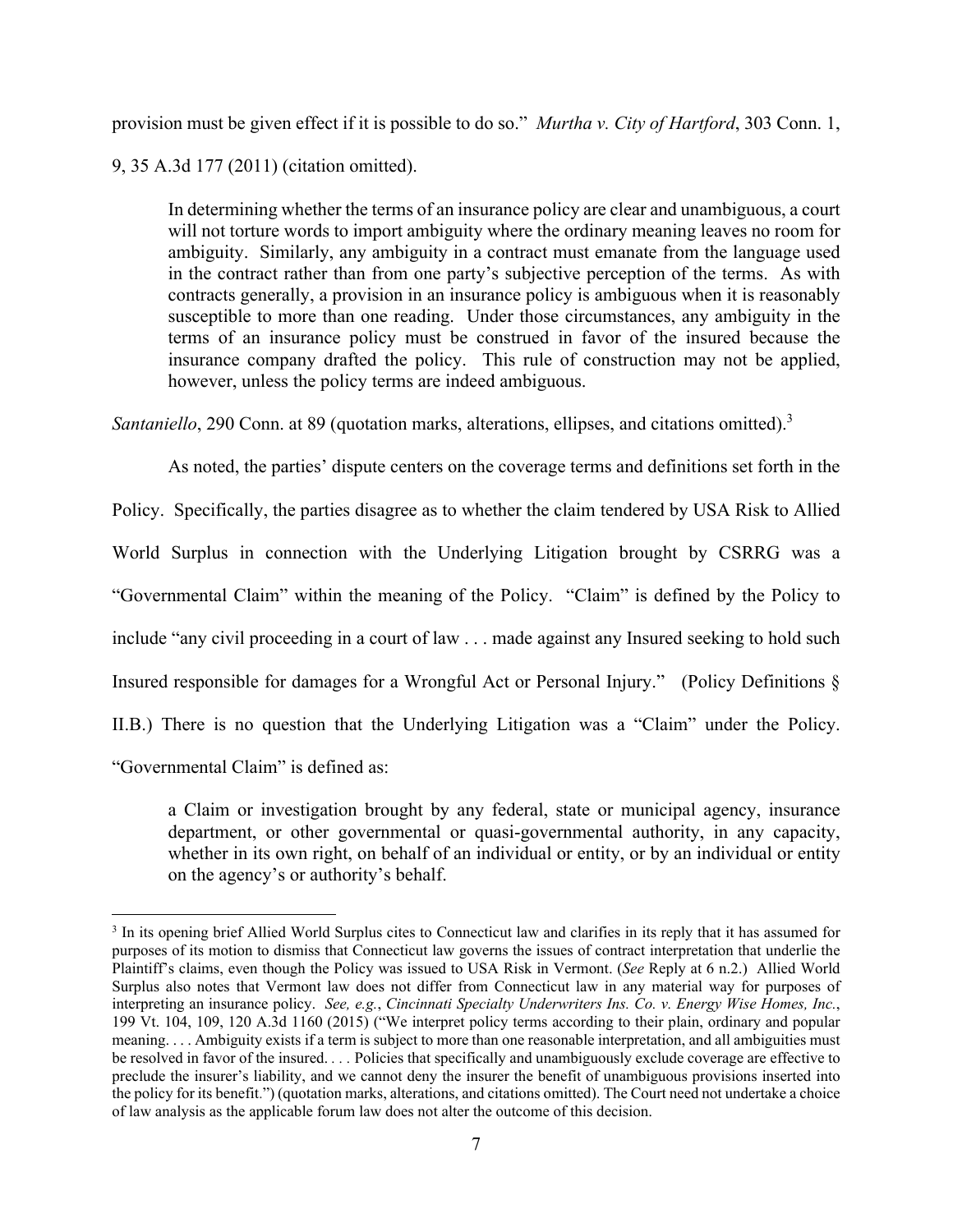provision must be given effect if it is possible to do so." *Murtha v. City of Hartford*, 303 Conn. 1, 9, 35 A.3d 177 (2011) (citation omitted).

> In determining whether the terms of an insurance policy are clear and unambiguous, a court will not torture words to import ambiguity where the ordinary meaning leaves no room for ambiguity. Similarly, any ambiguity in a contract must emanate from the language used in the contract rather than from one party's subjective perception of the terms. As with contracts generally, a provision in an insurance policy is ambiguous when it is reasonably susceptible to more than one reading. Under those circumstances, any ambiguity in the terms of an insurance policy must be construed in favor of the insured because the insurance company drafted the policy. This rule of construction may not be applied, however, unless the policy terms are indeed ambiguous.

*Santaniello*, 290 Conn. at 89 (quotation marks, alterations, ellipses, and citations omitted).[3]

As noted, the parties' dispute centers on the coverage terms and definitions set forth in the Policy. Specifically, the parties disagree as to whether the claim tendered by USA Risk to Allied World Surplus in connection with the Underlying Litigation brought by CSRRG was a "Governmental Claim" within the meaning of the Policy. "Claim" is defined by the Policy to include "any civil proceeding in a court of law . . . made against any Insured seeking to hold such Insured responsible for damages for a Wrongful Act or Personal Injury." (Policy Definitions § II.B.) There is no question that the Underlying Litigation was a "Claim" under the Policy. "Governmental Claim" is defined as:

> a Claim or investigation brought by any federal, state or municipal agency, insurance department, or other governmental or quasi-governmental authority, in any capacity, whether in its own right, on behalf of an individual or entity, or by an individual or entity on the agency's or authority's behalf.

---

[3] In its opening brief Allied World Surplus cites to Connecticut law and clarifies in its reply that it has assumed for purposes of its motion to dismiss that Connecticut law governs the issues of contract interpretation that underlie the Plaintiff's claims, even though the Policy was issued to USA Risk in Vermont. (*See* Reply at 6 n.2.) Allied World Surplus also notes that Vermont law does not differ from Connecticut law in any material way for purposes of interpreting an insurance policy. *See, e.g.*, *Cincinnati Specialty Underwriters Ins. Co. v. Energy Wise Homes, Inc.*, 199 Vt. 104, 109, 120 A.3d 1160 (2015) ("We interpret policy terms according to their plain, ordinary and popular meaning. . . . Ambiguity exists if a term is subject to more than one reasonable interpretation, and all ambiguities must be resolved in favor of the insured. . . . Policies that specifically and unambiguously exclude coverage are effective to preclude the insurer's liability, and we cannot deny the insurer the benefit of unambiguous provisions inserted into the policy for its benefit.") (quotation marks, alterations, and citations omitted). The Court need not undertake a choice of law analysis as the applicable forum law does not alter the outcome of this decision.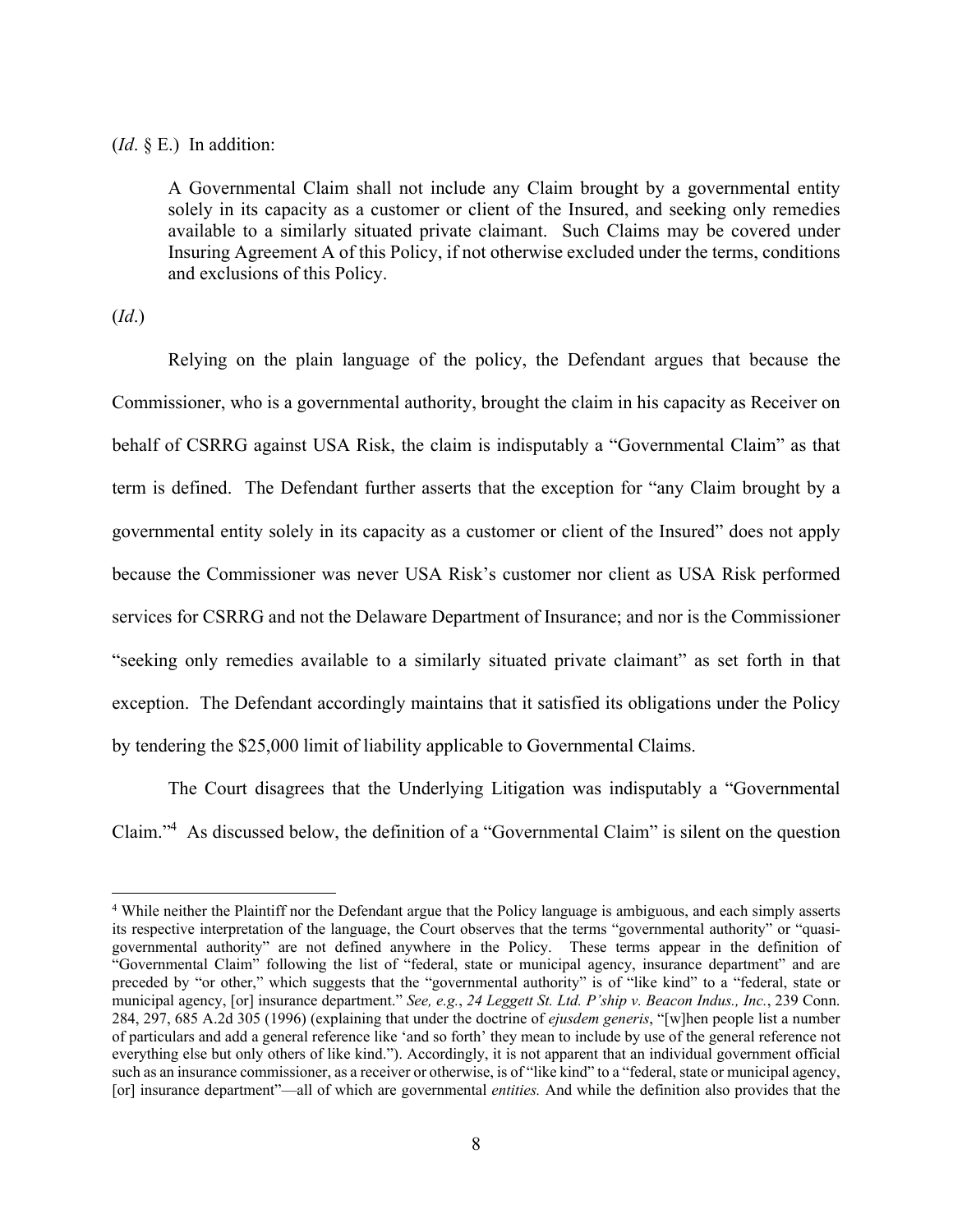(*Id*. § E.) In addition:

> A Governmental Claim shall not include any Claim brought by a governmental entity solely in its capacity as a customer or client of the Insured, and seeking only remedies available to a similarly situated private claimant. Such Claims may be covered under Insuring Agreement A of this Policy, if not otherwise excluded under the terms, conditions and exclusions of this Policy.

(*Id*.)

Relying on the plain language of the policy, the Defendant argues that because the Commissioner, who is a governmental authority, brought the claim in his capacity as Receiver on behalf of CSRRG against USA Risk, the claim is indisputably a "Governmental Claim" as that term is defined. The Defendant further asserts that the exception for "any Claim brought by a governmental entity solely in its capacity as a customer or client of the Insured" does not apply because the Commissioner was never USA Risk's customer nor client as USA Risk performed services for CSRRG and not the Delaware Department of Insurance; and nor is the Commissioner "seeking only remedies available to a similarly situated private claimant" as set forth in that exception. The Defendant accordingly maintains that it satisfied its obligations under the Policy by tendering the $25,000 limit of liability applicable to Governmental Claims.

The Court disagrees that the Underlying Litigation was indisputably a "Governmental Claim."[4] As discussed below, the definition of a "Governmental Claim" is silent on the question

[4] While neither the Plaintiff nor the Defendant argue that the Policy language is ambiguous, and each simply asserts its respective interpretation of the language, the Court observes that the terms "governmental authority" or "quasi-governmental authority" are not defined anywhere in the Policy. These terms appear in the definition of "Governmental Claim" following the list of "federal, state or municipal agency, insurance department" and are preceded by "or other," which suggests that the "governmental authority" is of "like kind" to a "federal, state or municipal agency, [or] insurance department." *See, e.g.*, *24 Leggett St. Ltd. P'ship v. Beacon Indus., Inc.*, 239 Conn. 284, 297, 685 A.2d 305 (1996) (explaining that under the doctrine of *ejusdem generis*, "[w]hen people list a number of particulars and add a general reference like 'and so forth' they mean to include by use of the general reference not everything else but only others of like kind."). Accordingly, it is not apparent that an individual government official such as an insurance commissioner, as a receiver or otherwise, is of "like kind" to a "federal, state or municipal agency, [or] insurance department"—all of which are governmental *entities.* And while the definition also provides that the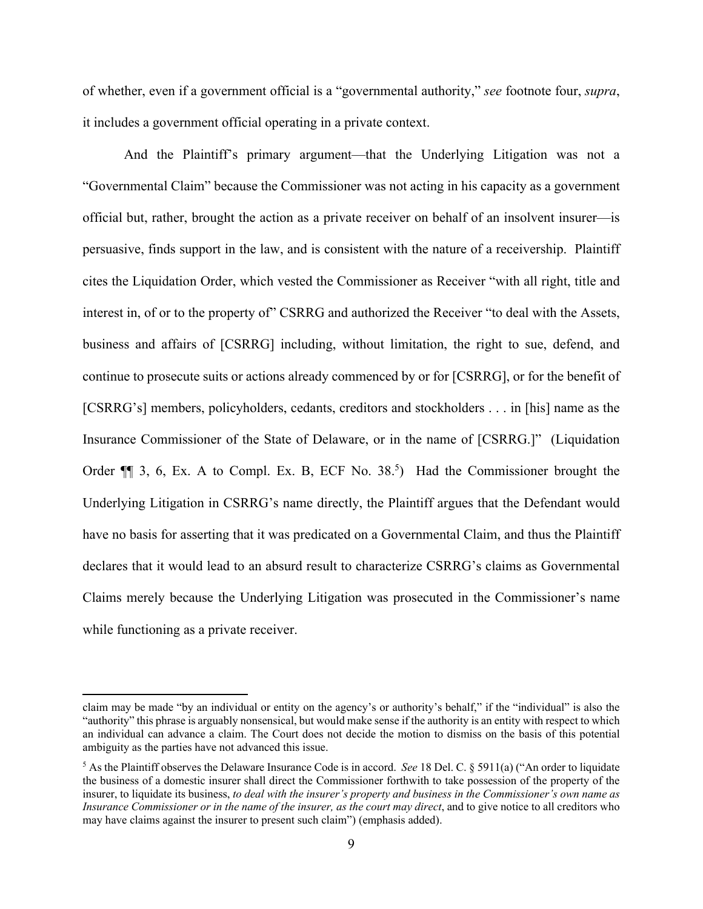of whether, even if a government official is a "governmental authority," *see* footnote four, *supra*, it includes a government official operating in a private context.

And the Plaintiff's primary argument—that the Underlying Litigation was not a "Governmental Claim" because the Commissioner was not acting in his capacity as a government official but, rather, brought the action as a private receiver on behalf of an insolvent insurer—is persuasive, finds support in the law, and is consistent with the nature of a receivership. Plaintiff cites the Liquidation Order, which vested the Commissioner as Receiver "with all right, title and interest in, of or to the property of" CSRRG and authorized the Receiver "to deal with the Assets, business and affairs of [CSRRG] including, without limitation, the right to sue, defend, and continue to prosecute suits or actions already commenced by or for [CSRRG], or for the benefit of [CSRRG's] members, policyholders, cedants, creditors and stockholders . . . in [his] name as the Insurance Commissioner of the State of Delaware, or in the name of [CSRRG.]" (Liquidation Order ¶¶ 3, 6, Ex. A to Compl. Ex. B, ECF No. 38.[5]) Had the Commissioner brought the Underlying Litigation in CSRRG's name directly, the Plaintiff argues that the Defendant would have no basis for asserting that it was predicated on a Governmental Claim, and thus the Plaintiff declares that it would lead to an absurd result to characterize CSRRG's claims as Governmental Claims merely because the Underlying Litigation was prosecuted in the Commissioner's name while functioning as a private receiver.

---

claim may be made "by an individual or entity on the agency's or authority's behalf," if the "individual" is also the "authority" this phrase is arguably nonsensical, but would make sense if the authority is an entity with respect to which an individual can advance a claim. The Court does not decide the motion to dismiss on the basis of this potential ambiguity as the parties have not advanced this issue.

[5] As the Plaintiff observes the Delaware Insurance Code is in accord. *See* 18 Del. C. § 5911(a) ("An order to liquidate the business of a domestic insurer shall direct the Commissioner forthwith to take possession of the property of the insurer, to liquidate its business, *to deal with the insurer's property and business in the Commissioner's own name as Insurance Commissioner or in the name of the insurer, as the court may direct*, and to give notice to all creditors who may have claims against the insurer to present such claim") (emphasis added).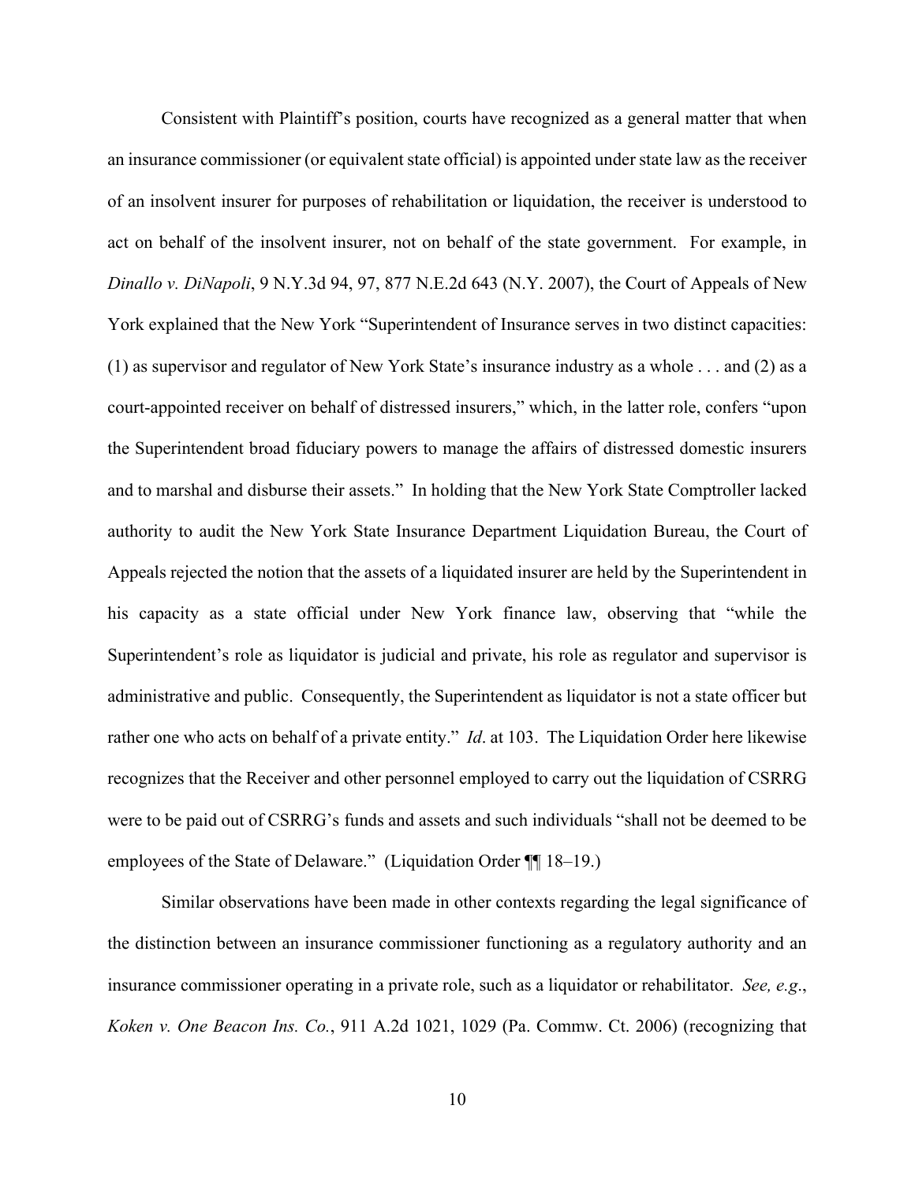Consistent with Plaintiff's position, courts have recognized as a general matter that when an insurance commissioner (or equivalent state official) is appointed under state law as the receiver of an insolvent insurer for purposes of rehabilitation or liquidation, the receiver is understood to act on behalf of the insolvent insurer, not on behalf of the state government. For example, in *Dinallo v. DiNapoli*, 9 N.Y.3d 94, 97, 877 N.E.2d 643 (N.Y. 2007), the Court of Appeals of New York explained that the New York "Superintendent of Insurance serves in two distinct capacities: (1) as supervisor and regulator of New York State's insurance industry as a whole . . . and (2) as a court-appointed receiver on behalf of distressed insurers," which, in the latter role, confers "upon the Superintendent broad fiduciary powers to manage the affairs of distressed domestic insurers and to marshal and disburse their assets." In holding that the New York State Comptroller lacked authority to audit the New York State Insurance Department Liquidation Bureau, the Court of Appeals rejected the notion that the assets of a liquidated insurer are held by the Superintendent in his capacity as a state official under New York finance law, observing that "while the Superintendent's role as liquidator is judicial and private, his role as regulator and supervisor is administrative and public. Consequently, the Superintendent as liquidator is not a state officer but rather one who acts on behalf of a private entity." *Id*. at 103. The Liquidation Order here likewise recognizes that the Receiver and other personnel employed to carry out the liquidation of CSRRG were to be paid out of CSRRG's funds and assets and such individuals "shall not be deemed to be employees of the State of Delaware." (Liquidation Order ¶¶ 18–19.)

Similar observations have been made in other contexts regarding the legal significance of the distinction between an insurance commissioner functioning as a regulatory authority and an insurance commissioner operating in a private role, such as a liquidator or rehabilitator. *See, e.g.*, *Koken v. One Beacon Ins. Co.*, 911 A.2d 1021, 1029 (Pa. Commw. Ct. 2006) (recognizing that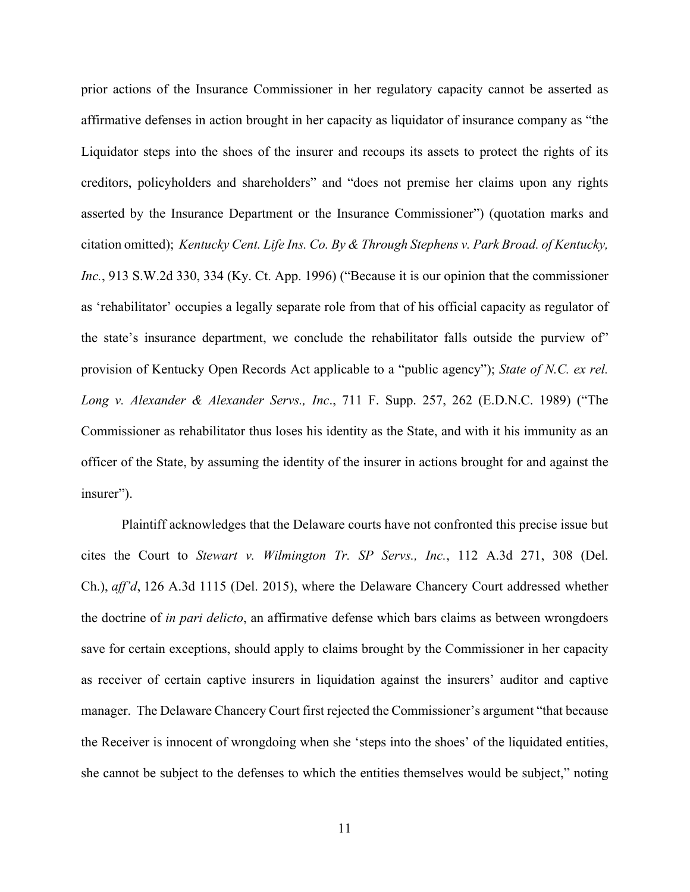prior actions of the Insurance Commissioner in her regulatory capacity cannot be asserted as affirmative defenses in action brought in her capacity as liquidator of insurance company as "the Liquidator steps into the shoes of the insurer and recoups its assets to protect the rights of its creditors, policyholders and shareholders" and "does not premise her claims upon any rights asserted by the Insurance Department or the Insurance Commissioner") (quotation marks and citation omitted); *Kentucky Cent. Life Ins. Co. By & Through Stephens v. Park Broad. of Kentucky, Inc.*, 913 S.W.2d 330, 334 (Ky. Ct. App. 1996) ("Because it is our opinion that the commissioner as 'rehabilitator' occupies a legally separate role from that of his official capacity as regulator of the state's insurance department, we conclude the rehabilitator falls outside the purview of" provision of Kentucky Open Records Act applicable to a "public agency"); *State of N.C. ex rel. Long v. Alexander & Alexander Servs., Inc*., 711 F. Supp. 257, 262 (E.D.N.C. 1989) ("The Commissioner as rehabilitator thus loses his identity as the State, and with it his immunity as an officer of the State, by assuming the identity of the insurer in actions brought for and against the insurer").

Plaintiff acknowledges that the Delaware courts have not confronted this precise issue but cites the Court to *Stewart v. Wilmington Tr. SP Servs., Inc.*, 112 A.3d 271, 308 (Del. Ch.), *aff'd*, 126 A.3d 1115 (Del. 2015), where the Delaware Chancery Court addressed whether the doctrine of *in pari delicto*, an affirmative defense which bars claims as between wrongdoers save for certain exceptions, should apply to claims brought by the Commissioner in her capacity as receiver of certain captive insurers in liquidation against the insurers' auditor and captive manager. The Delaware Chancery Court first rejected the Commissioner's argument "that because the Receiver is innocent of wrongdoing when she 'steps into the shoes' of the liquidated entities, she cannot be subject to the defenses to which the entities themselves would be subject," noting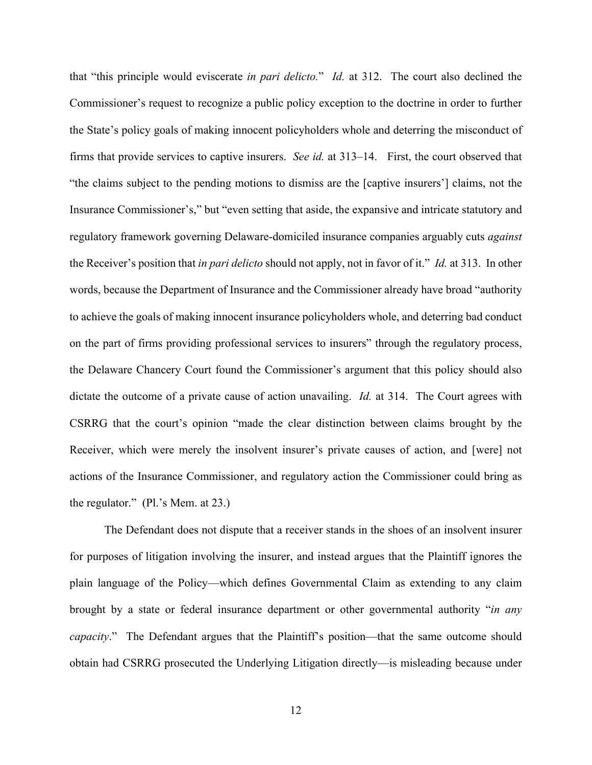that "this principle would eviscerate *in pari delicto*." *Id.* at 312. The court also declined the Commissioner's request to recognize a public policy exception to the doctrine in order to further the State's policy goals of making innocent policyholders whole and deterring the misconduct of firms that provide services to captive insurers. *See id.* at 313–14. First, the court observed that "the claims subject to the pending motions to dismiss are the [captive insurers'] claims, not the Insurance Commissioner's," but "even setting that aside, the expansive and intricate statutory and regulatory framework governing Delaware-domiciled insurance companies arguably cuts *against* the Receiver's position that *in pari delicto* should not apply, not in favor of it." *Id.* at 313. In other words, because the Department of Insurance and the Commissioner already have broad "authority to achieve the goals of making innocent insurance policyholders whole, and deterring bad conduct on the part of firms providing professional services to insurers" through the regulatory process, the Delaware Chancery Court found the Commissioner's argument that this policy should also dictate the outcome of a private cause of action unavailing. *Id.* at 314. The Court agrees with CSRRG that the court's opinion "made the clear distinction between claims brought by the Receiver, which were merely the insolvent insurer's private causes of action, and [were] not actions of the Insurance Commissioner, and regulatory action the Commissioner could bring as the regulator." (Pl.'s Mem. at 23.)

The Defendant does not dispute that a receiver stands in the shoes of an insolvent insurer for purposes of litigation involving the insurer, and instead argues that the Plaintiff ignores the plain language of the Policy—which defines Governmental Claim as extending to any claim brought by a state or federal insurance department or other governmental authority "*in any capacity*." The Defendant argues that the Plaintiff's position—that the same outcome should obtain had CSRRG prosecuted the Underlying Litigation directly—is misleading because under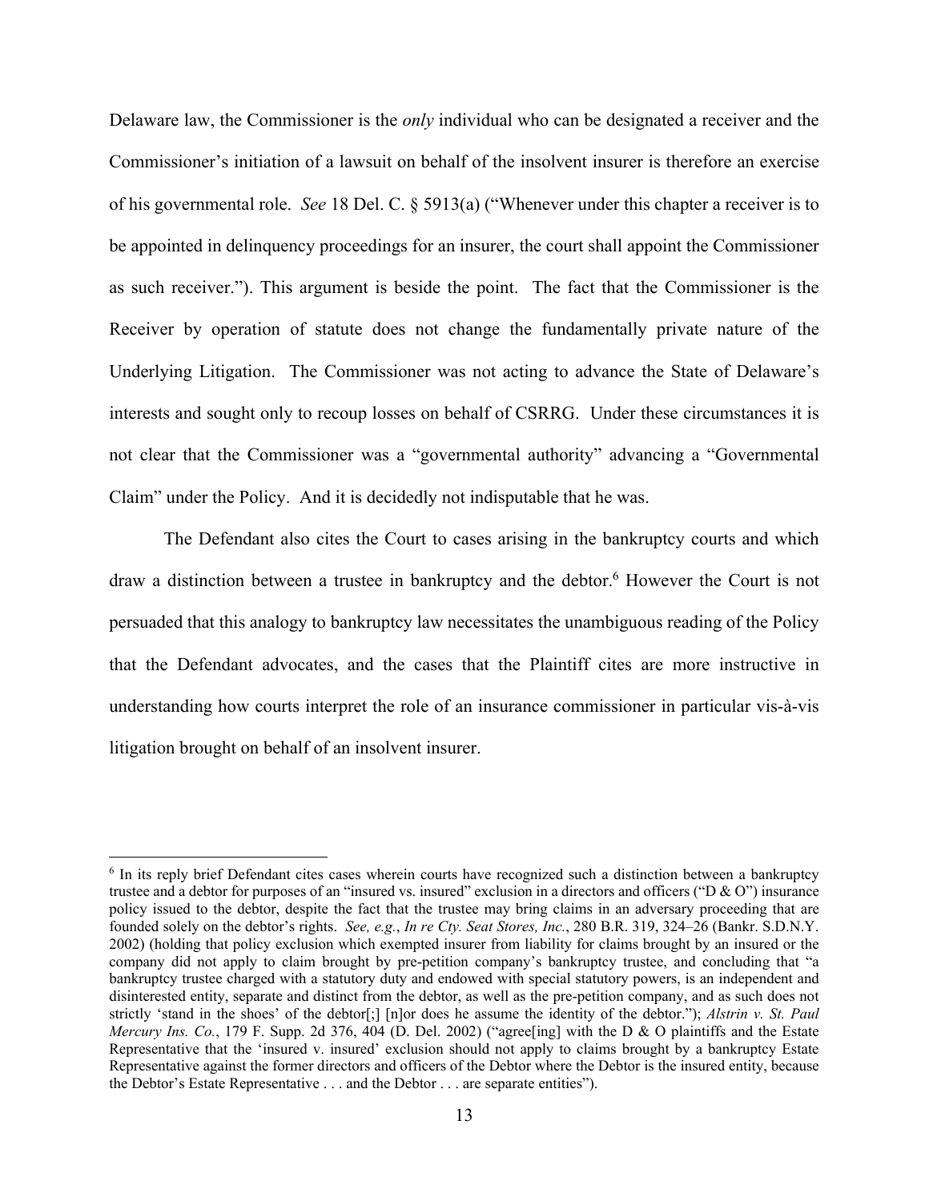Delaware law, the Commissioner is the *only* individual who can be designated a receiver and the Commissioner's initiation of a lawsuit on behalf of the insolvent insurer is therefore an exercise of his governmental role. *See* 18 Del. C. § 5913(a) ("Whenever under this chapter a receiver is to be appointed in delinquency proceedings for an insurer, the court shall appoint the Commissioner as such receiver."). This argument is beside the point. The fact that the Commissioner is the Receiver by operation of statute does not change the fundamentally private nature of the Underlying Litigation. The Commissioner was not acting to advance the State of Delaware's interests and sought only to recoup losses on behalf of CSRRG. Under these circumstances it is not clear that the Commissioner was a "governmental authority" advancing a "Governmental Claim" under the Policy. And it is decidedly not indisputable that he was.

The Defendant also cites the Court to cases arising in the bankruptcy courts and which draw a distinction between a trustee in bankruptcy and the debtor.[6] However the Court is not persuaded that this analogy to bankruptcy law necessitates the unambiguous reading of the Policy that the Defendant advocates, and the cases that the Plaintiff cites are more instructive in understanding how courts interpret the role of an insurance commissioner in particular vis-à-vis litigation brought on behalf of an insolvent insurer.

---

[6] In its reply brief Defendant cites cases wherein courts have recognized such a distinction between a bankruptcy trustee and a debtor for purposes of an "insured vs. insured" exclusion in a directors and officers ("D & O") insurance policy issued to the debtor, despite the fact that the trustee may bring claims in an adversary proceeding that are founded solely on the debtor's rights. *See, e.g.*, *In re Cty. Seat Stores, Inc.*, 280 B.R. 319, 324–26 (Bankr. S.D.N.Y. 2002) (holding that policy exclusion which exempted insurer from liability for claims brought by an insured or the company did not apply to claim brought by pre-petition company's bankruptcy trustee, and concluding that "a bankruptcy trustee charged with a statutory duty and endowed with special statutory powers, is an independent and disinterested entity, separate and distinct from the debtor, as well as the pre-petition company, and as such does not strictly 'stand in the shoes' of the debtor[;] [n]or does he assume the identity of the debtor."); *Alstrin v. St. Paul Mercury Ins. Co.*, 179 F. Supp. 2d 376, 404 (D. Del. 2002) ("agree[ing] with the D & O plaintiffs and the Estate Representative that the 'insured v. insured' exclusion should not apply to claims brought by a bankruptcy Estate Representative against the former directors and officers of the Debtor where the Debtor is the insured entity, because the Debtor's Estate Representative . . . and the Debtor . . . are separate entities").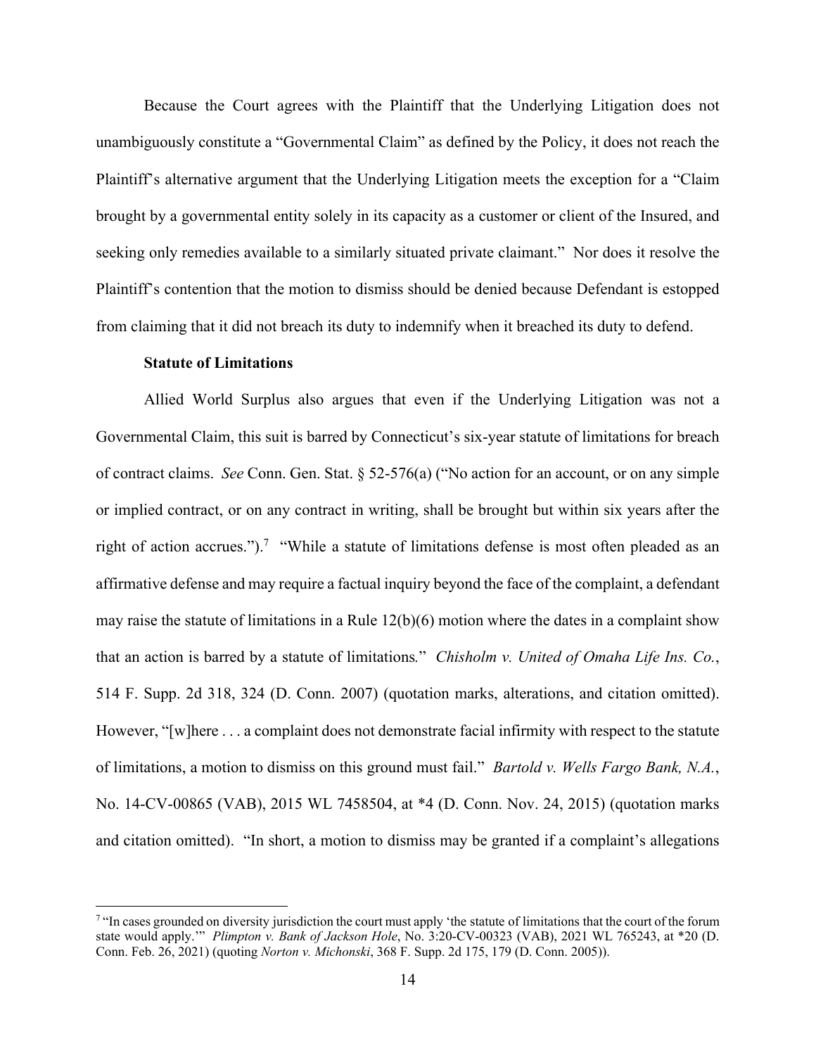Because the Court agrees with the Plaintiff that the Underlying Litigation does not unambiguously constitute a "Governmental Claim" as defined by the Policy, it does not reach the Plaintiff's alternative argument that the Underlying Litigation meets the exception for a "Claim brought by a governmental entity solely in its capacity as a customer or client of the Insured, and seeking only remedies available to a similarly situated private claimant." Nor does it resolve the Plaintiff's contention that the motion to dismiss should be denied because Defendant is estopped from claiming that it did not breach its duty to indemnify when it breached its duty to defend.

**Statute of Limitations**

Allied World Surplus also argues that even if the Underlying Litigation was not a Governmental Claim, this suit is barred by Connecticut's six-year statute of limitations for breach of contract claims. *See* Conn. Gen. Stat. § 52-576(a) ("No action for an account, or on any simple or implied contract, or on any contract in writing, shall be brought but within six years after the right of action accrues.").[7] "While a statute of limitations defense is most often pleaded as an affirmative defense and may require a factual inquiry beyond the face of the complaint, a defendant may raise the statute of limitations in a Rule 12(b)(6) motion where the dates in a complaint show that an action is barred by a statute of limitations." *Chisholm v. United of Omaha Life Ins. Co.*, 514 F. Supp. 2d 318, 324 (D. Conn. 2007) (quotation marks, alterations, and citation omitted). However, "[w]here . . . a complaint does not demonstrate facial infirmity with respect to the statute of limitations, a motion to dismiss on this ground must fail." *Bartold v. Wells Fargo Bank, N.A.*, No. 14-CV-00865 (VAB), 2015 WL 7458504, at *4 (D. Conn. Nov. 24, 2015) (quotation marks and citation omitted). "In short, a motion to dismiss may be granted if a complaint's allegations

[7] "In cases grounded on diversity jurisdiction the court must apply 'the statute of limitations that the court of the forum state would apply.'" *Plimpton v. Bank of Jackson Hole*, No. 3:20-CV-00323 (VAB), 2021 WL 765243, at *20 (D. Conn. Feb. 26, 2021) (quoting *Norton v. Michonski*, 368 F. Supp. 2d 175, 179 (D. Conn. 2005)).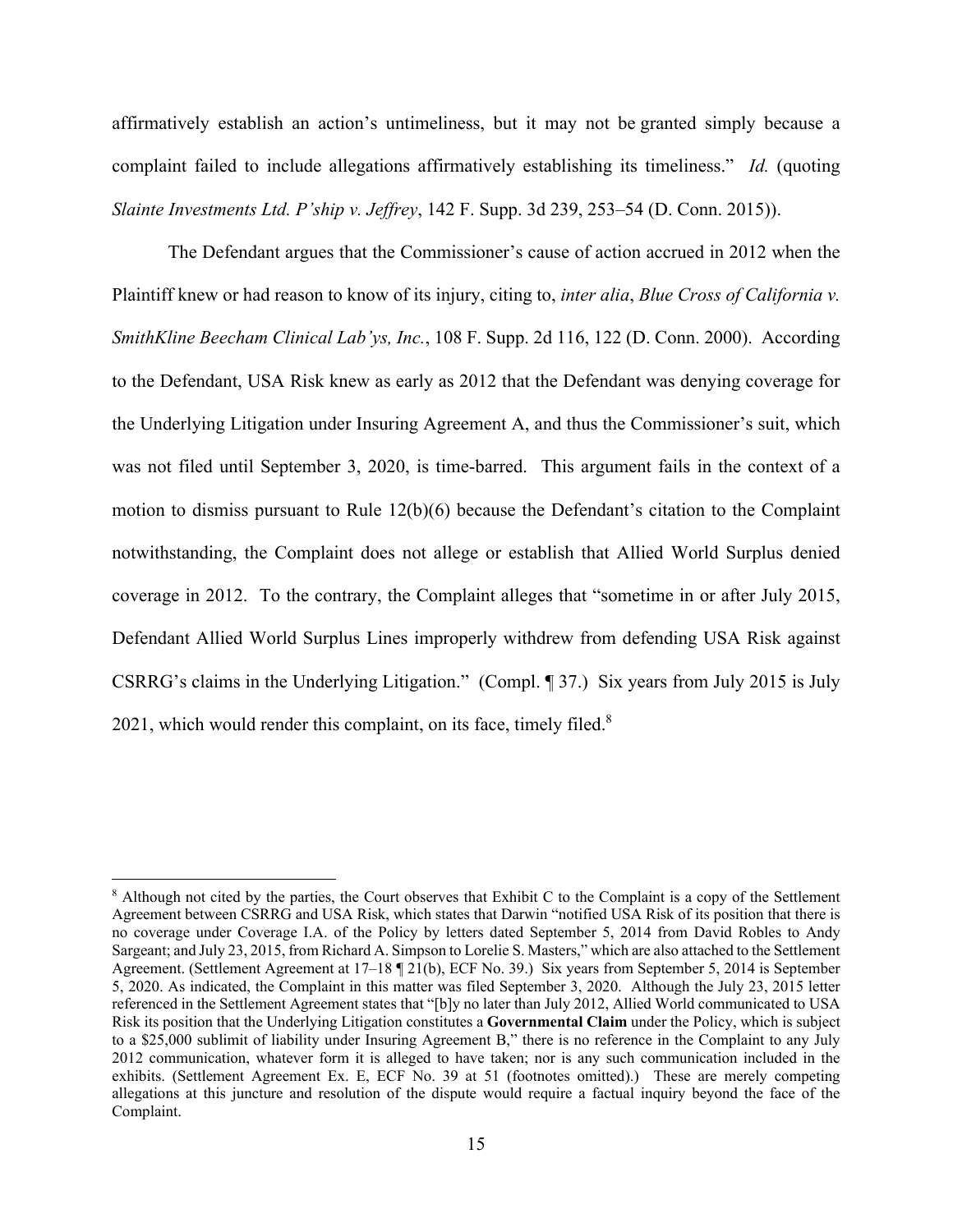affirmatively establish an action's untimeliness, but it may not be granted simply because a complaint failed to include allegations affirmatively establishing its timeliness." *Id.* (quoting *Slainte Investments Ltd. P'ship v. Jeffrey*, 142 F. Supp. 3d 239, 253–54 (D. Conn. 2015)).

The Defendant argues that the Commissioner's cause of action accrued in 2012 when the Plaintiff knew or had reason to know of its injury, citing to, *inter alia*, *Blue Cross of California v. SmithKline Beecham Clinical Lab'ys, Inc.*, 108 F. Supp. 2d 116, 122 (D. Conn. 2000). According to the Defendant, USA Risk knew as early as 2012 that the Defendant was denying coverage for the Underlying Litigation under Insuring Agreement A, and thus the Commissioner's suit, which was not filed until September 3, 2020, is time-barred. This argument fails in the context of a motion to dismiss pursuant to Rule 12(b)(6) because the Defendant's citation to the Complaint notwithstanding, the Complaint does not allege or establish that Allied World Surplus denied coverage in 2012. To the contrary, the Complaint alleges that "sometime in or after July 2015, Defendant Allied World Surplus Lines improperly withdrew from defending USA Risk against CSRRG's claims in the Underlying Litigation." (Compl. ¶ 37.) Six years from July 2015 is July 2021, which would render this complaint, on its face, timely filed.[8]

---

[8] Although not cited by the parties, the Court observes that Exhibit C to the Complaint is a copy of the Settlement Agreement between CSRRG and USA Risk, which states that Darwin "notified USA Risk of its position that there is no coverage under Coverage I.A. of the Policy by letters dated September 5, 2014 from David Robles to Andy Sargeant; and July 23, 2015, from Richard A. Simpson to Lorelie S. Masters," which are also attached to the Settlement Agreement. (Settlement Agreement at 17–18 ¶ 21(b), ECF No. 39.) Six years from September 5, 2014 is September 5, 2020. As indicated, the Complaint in this matter was filed September 3, 2020. Although the July 23, 2015 letter referenced in the Settlement Agreement states that "[b]y no later than July 2012, Allied World communicated to USA Risk its position that the Underlying Litigation constitutes a **Governmental Claim** under the Policy, which is subject to a $25,000 sublimit of liability under Insuring Agreement B," there is no reference in the Complaint to any July 2012 communication, whatever form it is alleged to have taken; nor is any such communication included in the exhibits. (Settlement Agreement Ex. E, ECF No. 39 at 51 (footnotes omitted).) These are merely competing allegations at this juncture and resolution of the dispute would require a factual inquiry beyond the face of the Complaint.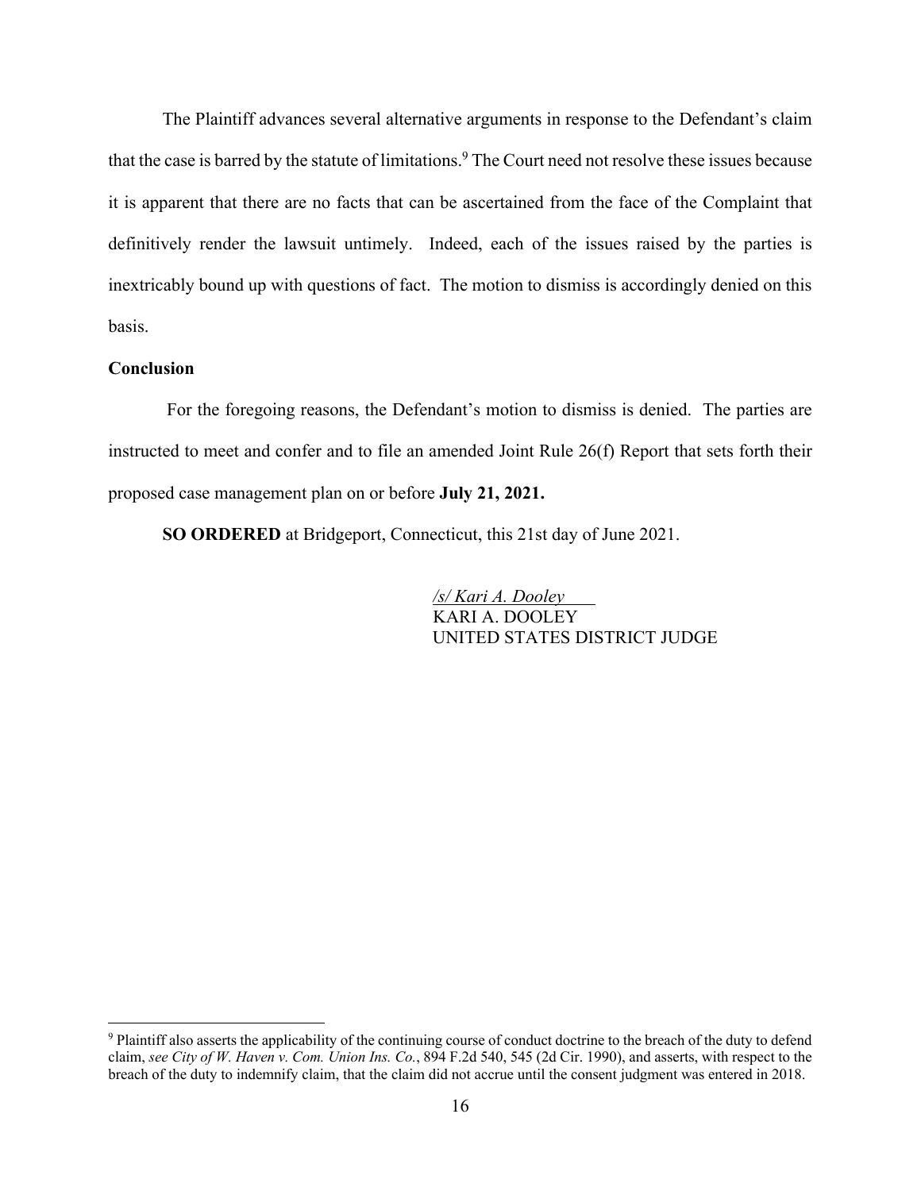The Plaintiff advances several alternative arguments in response to the Defendant's claim that the case is barred by the statute of limitations.[9] The Court need not resolve these issues because it is apparent that there are no facts that can be ascertained from the face of the Complaint that definitively render the lawsuit untimely. Indeed, each of the issues raised by the parties is inextricably bound up with questions of fact. The motion to dismiss is accordingly denied on this basis.

**Conclusion**

For the foregoing reasons, the Defendant's motion to dismiss is denied. The parties are instructed to meet and confer and to file an amended Joint Rule 26(f) Report that sets forth their proposed case management plan on or before **July 21, 2021.**

**SO ORDERED** at Bridgeport, Connecticut, this 21st day of June 2021.

*/s/ Kari A. Dooley*
KARI A. DOOLEY
UNITED STATES DISTRICT JUDGE

---

[9] Plaintiff also asserts the applicability of the continuing course of conduct doctrine to the breach of the duty to defend claim, *see City of W. Haven v. Com. Union Ins. Co.*, 894 F.2d 540, 545 (2d Cir. 1990), and asserts, with respect to the breach of the duty to indemnify claim, that the claim did not accrue until the consent judgment was entered in 2018.